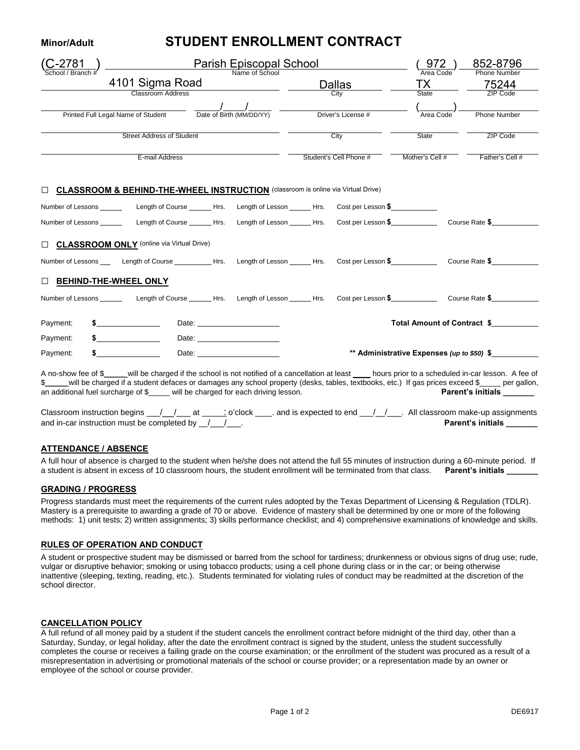**Minor/Adult**

# STUDENT ENROLLMENT CONTRACT

| (C-2781) | Parish Episcopal School | (972) | 852-8796 |
|---|---|---|---|
| School / Branch # | Name of School | Area Code | Phone Number |
| 4101 Sigma Road | Dallas | TX | 75244 |
| Classroom Address | City | State | ZIP Code |

| ______ | \_\_\_\_/\_\_\_\_/\_\_\_\_ | ______ | (\_\_\_\_) | ______ |
|---|---|---|---|---|
| Printed Full Legal Name of Student | Date of Birth (MM/DD/YY) | Driver's License # | Area Code | Phone Number |

| ______ | ______ | ______ | ______ |
|---|---|---|---|
| Street Address of Student | City | State | ZIP Code |

| ______ | ______ | ______ | ______ |
|---|---|---|---|
| E-mail Address | Student's Cell Phone # | Mother's Cell # | Father's Cell # |

☐ **CLASSROOM & BEHIND-THE-WHEEL INSTRUCTION** (classroom is online via Virtual Drive)

Number of Lessons ______ Length of Course ______ Hrs. Length of Lesson ______ Hrs. Cost per Lesson **$**__________

Number of Lessons ______ Length of Course ______ Hrs. Length of Lesson ______ Hrs. Cost per Lesson **$**__________ Course Rate **$**__________

☐ **CLASSROOM ONLY** (online via Virtual Drive)

Number of Lessons ___ Length of Course __________ Hrs. Length of Lesson ______ Hrs. Cost per Lesson **$**__________ Course Rate **$**__________

☐ **BEHIND-THE-WHEEL ONLY**

Number of Lessons ______ Length of Course ______ Hrs. Length of Lesson ______ Hrs. Cost per Lesson **$**__________ Course Rate **$**__________

Payment: **$**______________ Date: ____________________ **Total Amount of Contract $**__________

Payment: **$**______________ Date: ____________________

Payment: **$**______________ Date: ____________________ **\*\* Administrative Expenses *(up to $50)* $**__________

A no-show fee of $_____will be charged if the school is not notified of a cancellation at least ____ hours prior to a scheduled in-car lesson. A fee of $_____will be charged if a student defaces or damages any school property (desks, tables, textbooks, etc.) If gas prices exceed $_____ per gallon, an additional fuel surcharge of $_____ will be charged for each driving lesson. **Parent's initials _______**

Classroom instruction begins \_\_\_/\_\_\_/\_\_\_ at _____: o'clock ____. and is expected to end \_\_\_/\_\_\_/\_\_\_. All classroom make-up assignments and in-car instruction must be completed by \_\_/\_\_\_/\_\_\_. **Parent's initials _______**

## ATTENDANCE / ABSENCE

A full hour of absence is charged to the student when he/she does not attend the full 55 minutes of instruction during a 60-minute period. If a student is absent in excess of 10 classroom hours, the student enrollment will be terminated from that class. **Parent's initials _______**

## GRADING / PROGRESS

Progress standards must meet the requirements of the current rules adopted by the Texas Department of Licensing & Regulation (TDLR). Mastery is a prerequisite to awarding a grade of 70 or above. Evidence of mastery shall be determined by one or more of the following methods: 1) unit tests; 2) written assignments; 3) skills performance checklist; and 4) comprehensive examinations of knowledge and skills.

## RULES OF OPERATION AND CONDUCT

A student or prospective student may be dismissed or barred from the school for tardiness; drunkenness or obvious signs of drug use; rude, vulgar or disruptive behavior; smoking or using tobacco products; using a cell phone during class or in the car; or being otherwise inattentive (sleeping, texting, reading, etc.). Students terminated for violating rules of conduct may be readmitted at the discretion of the school director.

## CANCELLATION POLICY

A full refund of all money paid by a student if the student cancels the enrollment contract before midnight of the third day, other than a Saturday, Sunday, or legal holiday, after the date the enrollment contract is signed by the student, unless the student successfully completes the course or receives a failing grade on the course examination; or the enrollment of the student was procured as a result of a misrepresentation in advertising or promotional materials of the school or course provider; or a representation made by an owner or employee of the school or course provider.

DE6917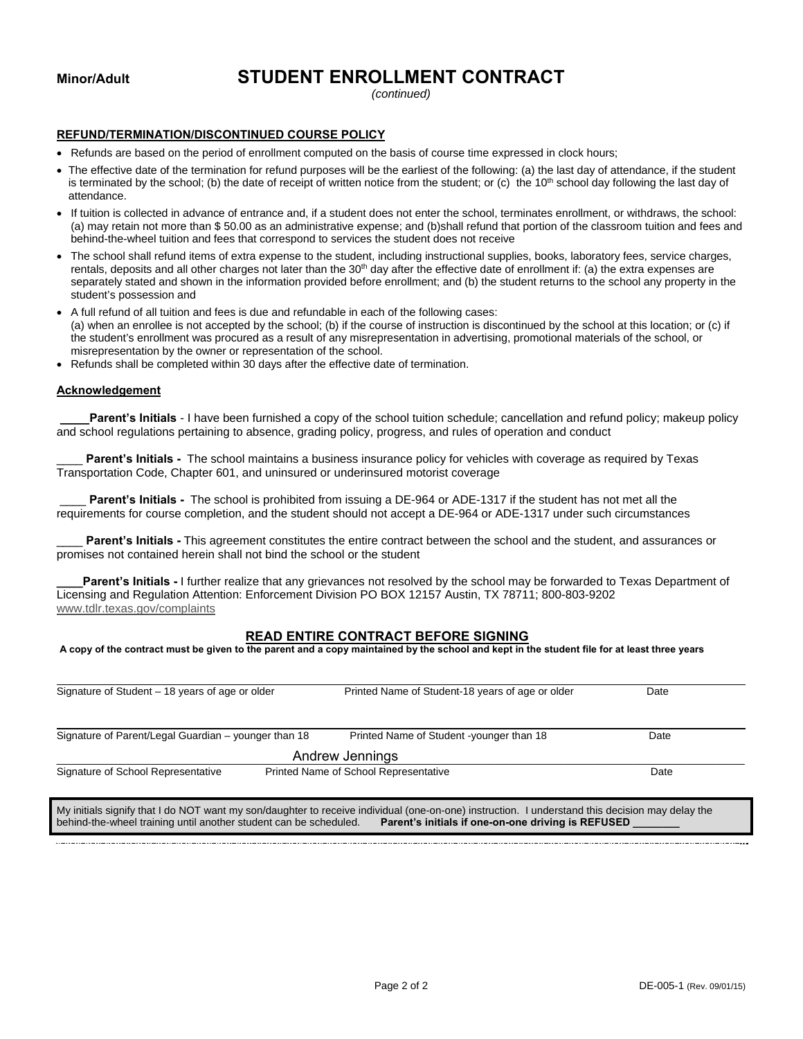**Minor/Adult**

# STUDENT ENROLLMENT CONTRACT

*(continued)*

## REFUND/TERMINATION/DISCONTINUED COURSE POLICY

- Refunds are based on the period of enrollment computed on the basis of course time expressed in clock hours;
- The effective date of the termination for refund purposes will be the earliest of the following: (a) the last day of attendance, if the student is terminated by the school; (b) the date of receipt of written notice from the student; or (c) the 10th school day following the last day of attendance.
- If tuition is collected in advance of entrance and, if a student does not enter the school, terminates enrollment, or withdraws, the school: (a) may retain not more than $ 50.00 as an administrative expense; and (b)shall refund that portion of the classroom tuition and fees and behind-the-wheel tuition and fees that correspond to services the student does not receive
- The school shall refund items of extra expense to the student, including instructional supplies, books, laboratory fees, service charges, rentals, deposits and all other charges not later than the 30th day after the effective date of enrollment if: (a) the extra expenses are separately stated and shown in the information provided before enrollment; and (b) the student returns to the school any property in the student's possession and
- A full refund of all tuition and fees is due and refundable in each of the following cases:
  (a) when an enrollee is not accepted by the school; (b) if the course of instruction is discontinued by the school at this location; or (c) if the student's enrollment was procured as a result of any misrepresentation in advertising, promotional materials of the school, or misrepresentation by the owner or representation of the school.
- Refunds shall be completed within 30 days after the effective date of termination.

## Acknowledgement

____ **Parent's Initials** - I have been furnished a copy of the school tuition schedule; cancellation and refund policy; makeup policy and school regulations pertaining to absence, grading policy, progress, and rules of operation and conduct

____ **Parent's Initials -** The school maintains a business insurance policy for vehicles with coverage as required by Texas Transportation Code, Chapter 601, and uninsured or underinsured motorist coverage

____ **Parent's Initials -** The school is prohibited from issuing a DE-964 or ADE-1317 if the student has not met all the requirements for course completion, and the student should not accept a DE-964 or ADE-1317 under such circumstances

____ **Parent's Initials -** This agreement constitutes the entire contract between the school and the student, and assurances or promises not contained herein shall not bind the school or the student

____ **Parent's Initials -** I further realize that any grievances not resolved by the school may be forwarded to Texas Department of Licensing and Regulation Attention: Enforcement Division PO BOX 12157 Austin, TX 78711; 800-803-9202 www.tdlr.texas.gov/complaints

## READ ENTIRE CONTRACT BEFORE SIGNING

**A copy of the contract must be given to the parent and a copy maintained by the school and kept in the student file for at least three years**

______________________________________________________________________

Signature of Student – 18 years of age or older | Printed Name of Student-18 years of age or older | Date

______________________________________________________________________

Signature of Parent/Legal Guardian – younger than 18 | Printed Name of Student -younger than 18 | Date

Andrew Jennings

______________________________________________________________________

Signature of School Representative | Printed Name of School Representative | Date

My initials signify that I do NOT want my son/daughter to receive individual (one-on-one) instruction. I understand this decision may delay the behind-the-wheel training until another student can be scheduled. **Parent's initials if one-on-one driving is REFUSED ________**

DE-005-1 (Rev. 09/01/15)